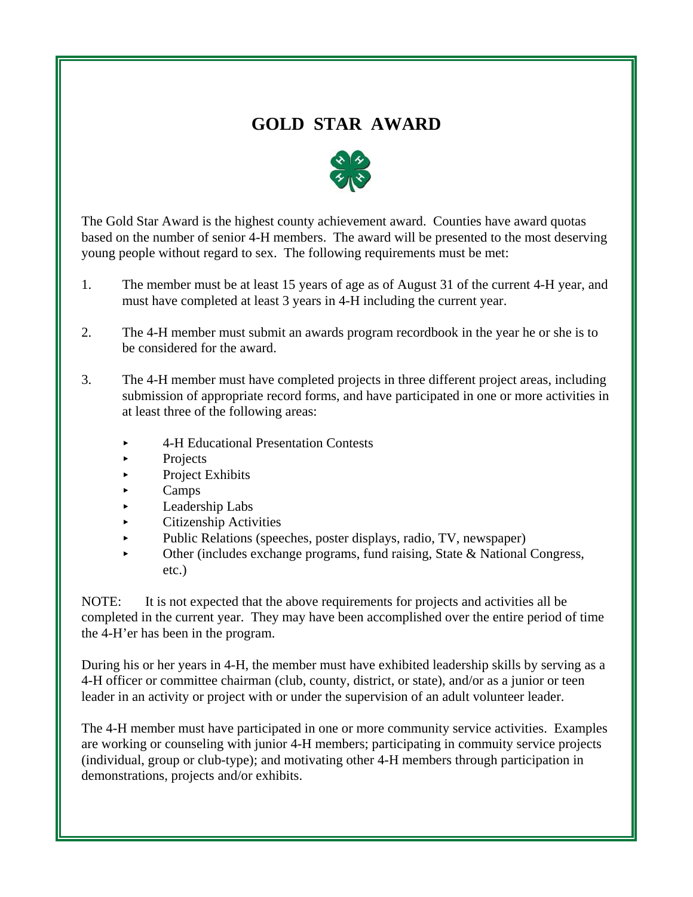# GOLD STAR AWARD

The Gold Star Award is the highest county achievement award. Counties have award quotas based on the number of senior 4-H members. The award will be presented to the most deserving young people without regard to sex. The following requirements must be met:

1. The member must be at least 15 years of age as of August 31 of the current 4-H year, and must have completed at least 3 years in 4-H including the current year.

2. The 4-H member must submit an awards program recordbook in the year he or she is to be considered for the award.

3. The 4-H member must have completed projects in three different project areas, including submission of appropriate record forms, and have participated in one or more activities in at least three of the following areas:

   - 4-H Educational Presentation Contests
   - Projects
   - Project Exhibits
   - Camps
   - Leadership Labs
   - Citizenship Activities
   - Public Relations (speeches, poster displays, radio, TV, newspaper)
   - Other (includes exchange programs, fund raising, State & National Congress, etc.)

NOTE: It is not expected that the above requirements for projects and activities all be completed in the current year. They may have been accomplished over the entire period of time the 4-H'er has been in the program.

During his or her years in 4-H, the member must have exhibited leadership skills by serving as a 4-H officer or committee chairman (club, county, district, or state), and/or as a junior or teen leader in an activity or project with or under the supervision of an adult volunteer leader.

The 4-H member must have participated in one or more community service activities. Examples are working or counseling with junior 4-H members; participating in commuity service projects (individual, group or club-type); and motivating other 4-H members through participation in demonstrations, projects and/or exhibits.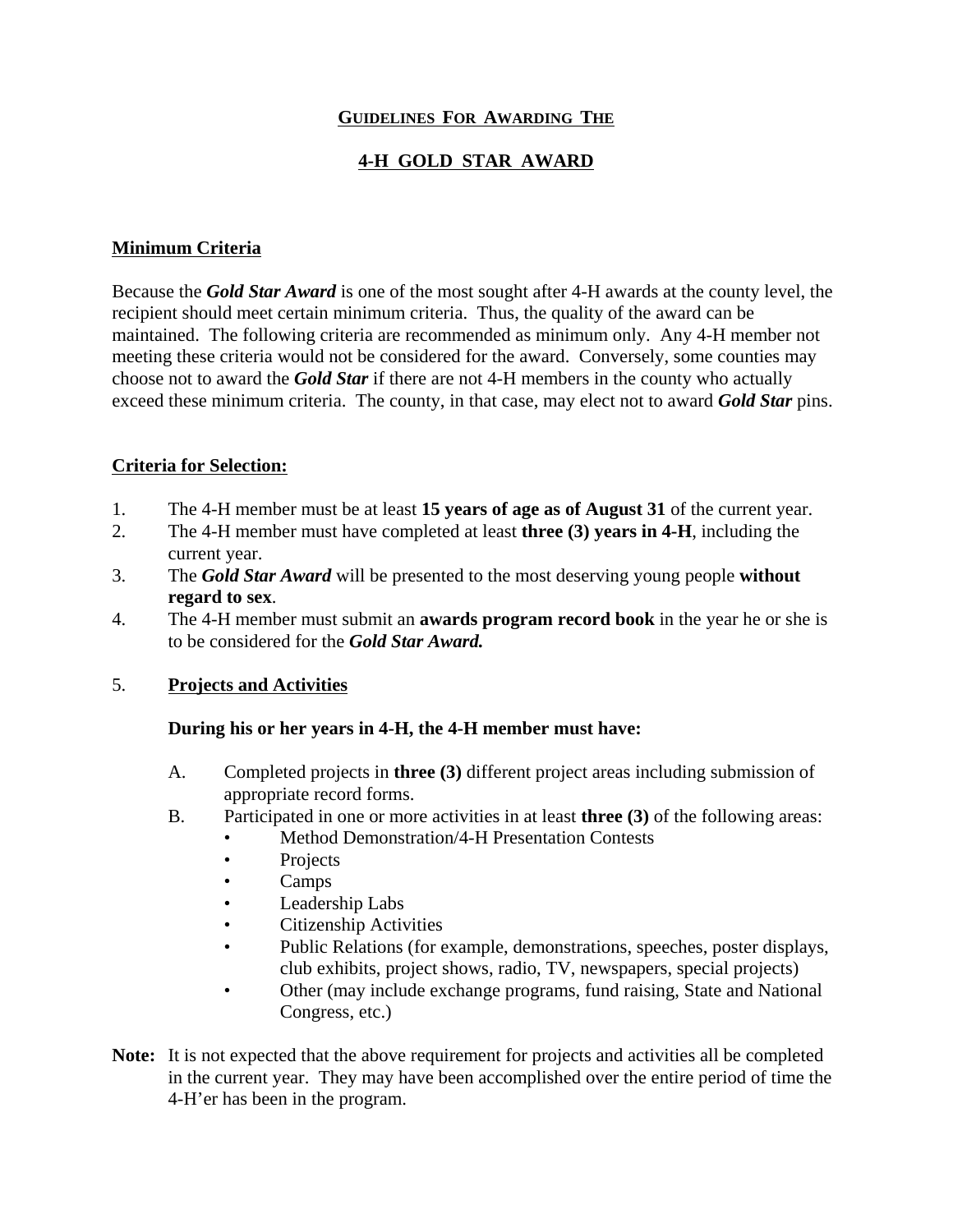## Guidelines For Awarding The

## 4-H GOLD STAR AWARD

### Minimum Criteria

Because the ***Gold Star Award*** is one of the most sought after 4-H awards at the county level, the recipient should meet certain minimum criteria. Thus, the quality of the award can be maintained. The following criteria are recommended as minimum only. Any 4-H member not meeting these criteria would not be considered for the award. Conversely, some counties may choose not to award the ***Gold Star*** if there are not 4-H members in the county who actually exceed these minimum criteria. The county, in that case, may elect not to award ***Gold Star*** pins.

### Criteria for Selection:

1. The 4-H member must be at least **15 years of age as of August 31** of the current year.
2. The 4-H member must have completed at least **three (3) years in 4-H**, including the current year.
3. The ***Gold Star Award*** will be presented to the most deserving young people **without regard to sex**.
4. The 4-H member must submit an **awards program record book** in the year he or she is to be considered for the ***Gold Star Award.***
5. **Projects and Activities**

   **During his or her years in 4-H, the 4-H member must have:**

   A. Completed projects in **three (3)** different project areas including submission of appropriate record forms.

   B. Participated in one or more activities in at least **three (3)** of the following areas:
   - Method Demonstration/4-H Presentation Contests
   - Projects
   - Camps
   - Leadership Labs
   - Citizenship Activities
   - Public Relations (for example, demonstrations, speeches, poster displays, club exhibits, project shows, radio, TV, newspapers, special projects)
   - Other (may include exchange programs, fund raising, State and National Congress, etc.)

**Note:** It is not expected that the above requirement for projects and activities all be completed in the current year. They may have been accomplished over the entire period of time the 4-H'er has been in the program.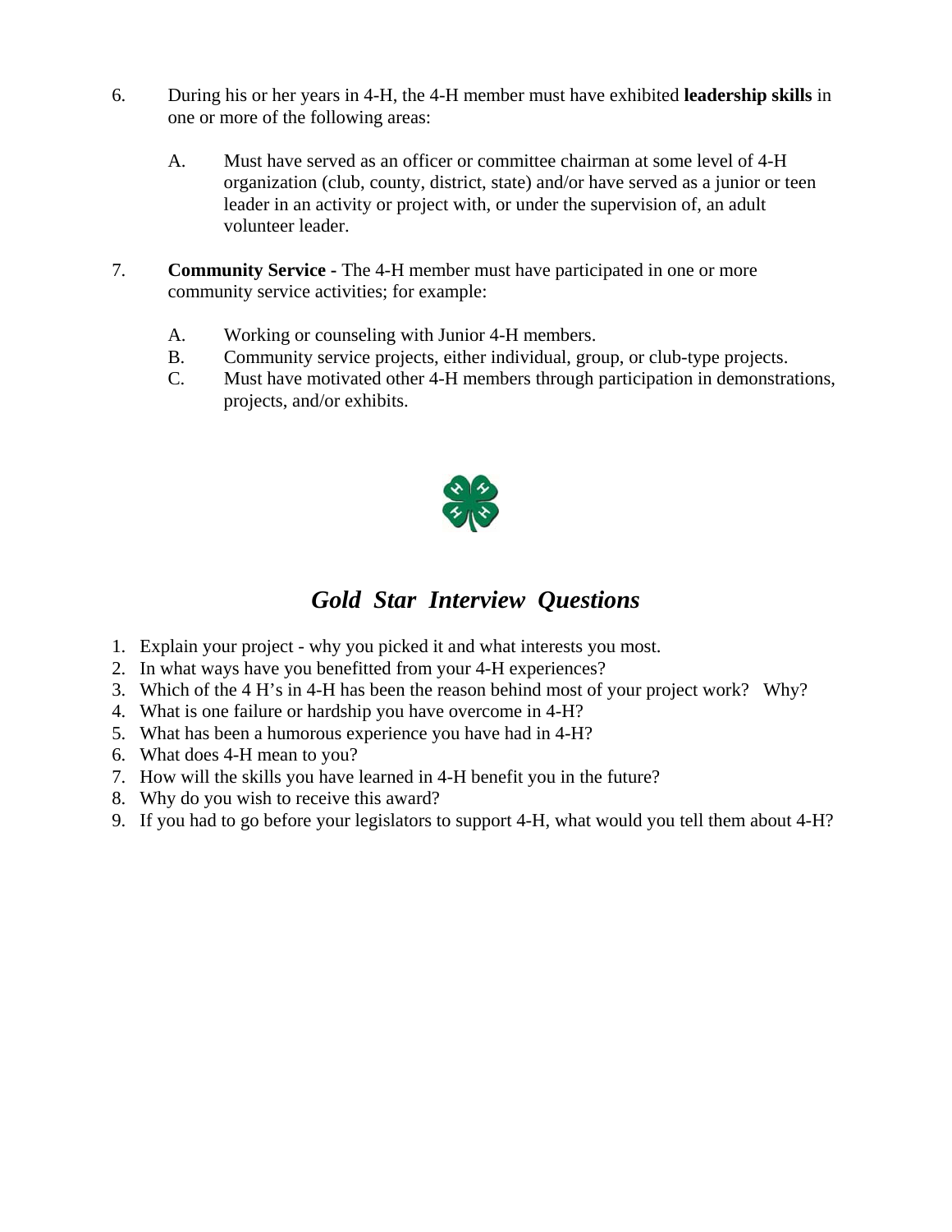6. During his or her years in 4-H, the 4-H member must have exhibited **leadership skills** in one or more of the following areas:

   A. Must have served as an officer or committee chairman at some level of 4-H organization (club, county, district, state) and/or have served as a junior or teen leader in an activity or project with, or under the supervision of, an adult volunteer leader.

7. **Community Service** - The 4-H member must have participated in one or more community service activities; for example:

   A. Working or counseling with Junior 4-H members.
   B. Community service projects, either individual, group, or club-type projects.
   C. Must have motivated other 4-H members through participation in demonstrations, projects, and/or exhibits.

## *Gold Star Interview Questions*

1. Explain your project - why you picked it and what interests you most.
2. In what ways have you benefitted from your 4-H experiences?
3. Which of the 4 H's in 4-H has been the reason behind most of your project work? Why?
4. What is one failure or hardship you have overcome in 4-H?
5. What has been a humorous experience you have had in 4-H?
6. What does 4-H mean to you?
7. How will the skills you have learned in 4-H benefit you in the future?
8. Why do you wish to receive this award?
9. If you had to go before your legislators to support 4-H, what would you tell them about 4-H?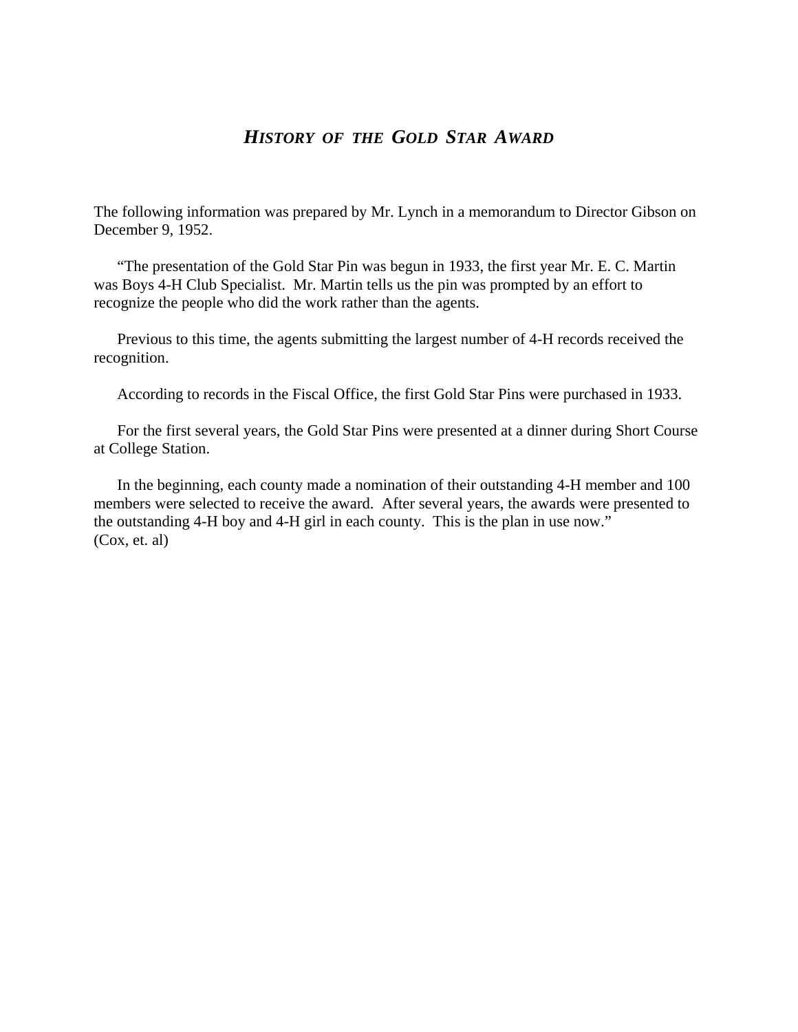# *HISTORY OF THE GOLD STAR AWARD*

The following information was prepared by Mr. Lynch in a memorandum to Director Gibson on December 9, 1952.

"The presentation of the Gold Star Pin was begun in 1933, the first year Mr. E. C. Martin was Boys 4-H Club Specialist. Mr. Martin tells us the pin was prompted by an effort to recognize the people who did the work rather than the agents.

Previous to this time, the agents submitting the largest number of 4-H records received the recognition.

According to records in the Fiscal Office, the first Gold Star Pins were purchased in 1933.

For the first several years, the Gold Star Pins were presented at a dinner during Short Course at College Station.

In the beginning, each county made a nomination of their outstanding 4-H member and 100 members were selected to receive the award. After several years, the awards were presented to the outstanding 4-H boy and 4-H girl in each county. This is the plan in use now."
(Cox, et. al)